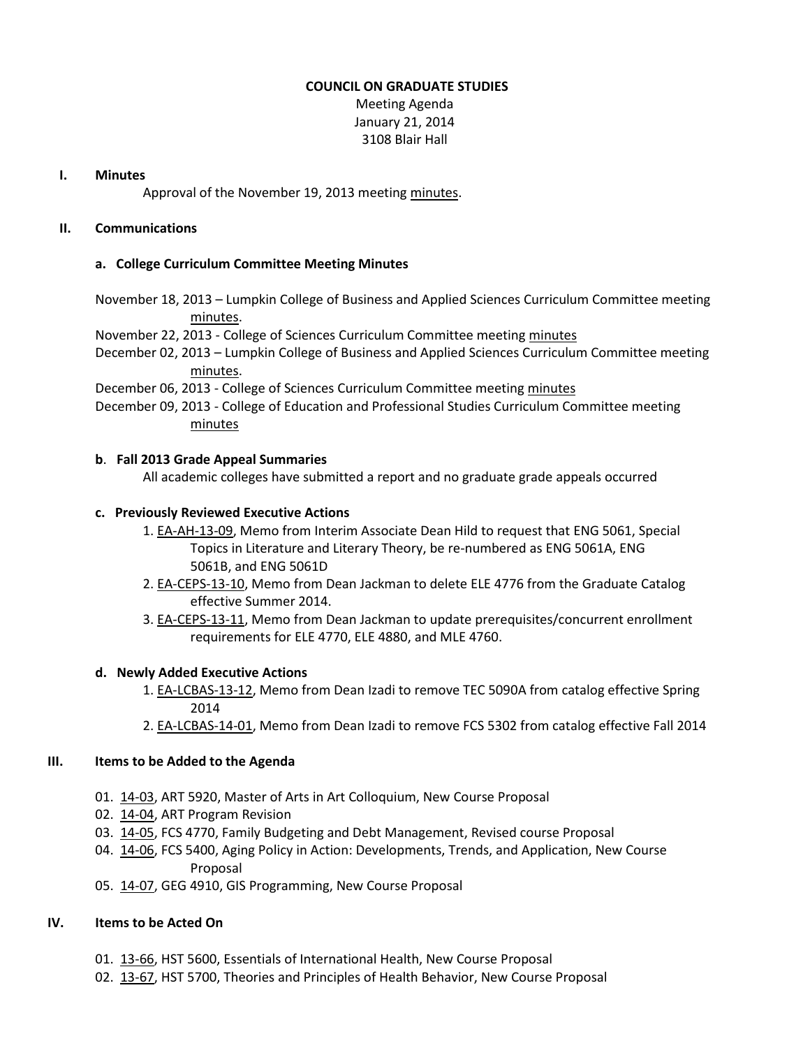**COUNCIL ON GRADUATE STUDIES**

Meeting Agenda
January 21, 2014
3108 Blair Hall

## I. Minutes

Approval of the November 19, 2013 meeting minutes.

## II. Communications

### a. College Curriculum Committee Meeting Minutes

November 18, 2013 – Lumpkin College of Business and Applied Sciences Curriculum Committee meeting minutes.

November 22, 2013 - College of Sciences Curriculum Committee meeting minutes

December 02, 2013 – Lumpkin College of Business and Applied Sciences Curriculum Committee meeting minutes.

December 06, 2013 - College of Sciences Curriculum Committee meeting minutes

December 09, 2013 - College of Education and Professional Studies Curriculum Committee meeting minutes

### b. Fall 2013 Grade Appeal Summaries

All academic colleges have submitted a report and no graduate grade appeals occurred

### c. Previously Reviewed Executive Actions

1. EA-AH-13-09, Memo from Interim Associate Dean Hild to request that ENG 5061, Special Topics in Literature and Literary Theory, be re-numbered as ENG 5061A, ENG 5061B, and ENG 5061D
2. EA-CEPS-13-10, Memo from Dean Jackman to delete ELE 4776 from the Graduate Catalog effective Summer 2014.
3. EA-CEPS-13-11, Memo from Dean Jackman to update prerequisites/concurrent enrollment requirements for ELE 4770, ELE 4880, and MLE 4760.

### d. Newly Added Executive Actions

1. EA-LCBAS-13-12, Memo from Dean Izadi to remove TEC 5090A from catalog effective Spring 2014
2. EA-LCBAS-14-01, Memo from Dean Izadi to remove FCS 5302 from catalog effective Fall 2014

## III. Items to be Added to the Agenda

01. 14-03, ART 5920, Master of Arts in Art Colloquium, New Course Proposal
02. 14-04, ART Program Revision
03. 14-05, FCS 4770, Family Budgeting and Debt Management, Revised course Proposal
04. 14-06, FCS 5400, Aging Policy in Action: Developments, Trends, and Application, New Course Proposal
05. 14-07, GEG 4910, GIS Programming, New Course Proposal

## IV. Items to be Acted On

01. 13-66, HST 5600, Essentials of International Health, New Course Proposal
02. 13-67, HST 5700, Theories and Principles of Health Behavior, New Course Proposal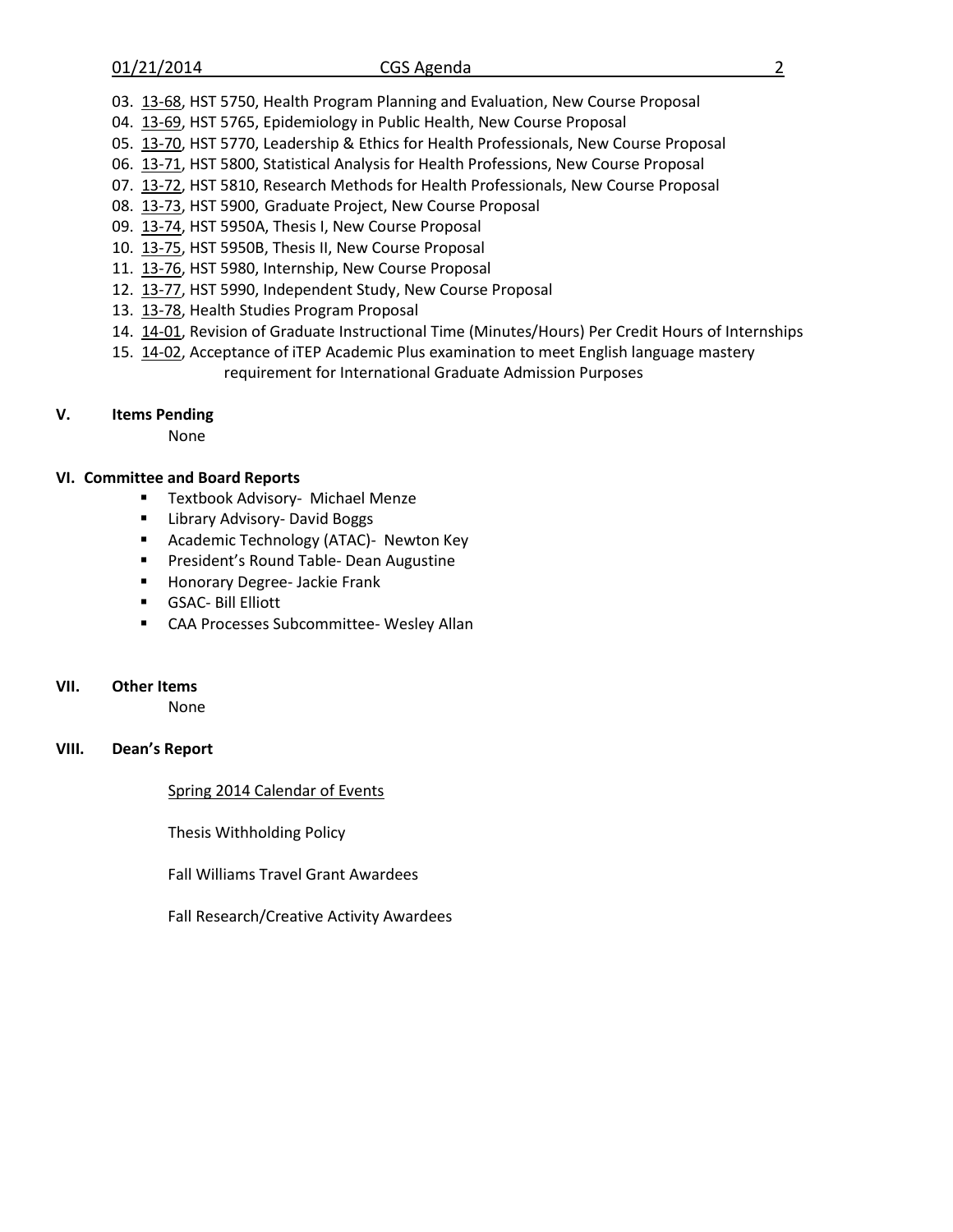03. 13-68, HST 5750, Health Program Planning and Evaluation, New Course Proposal
04. 13-69, HST 5765, Epidemiology in Public Health, New Course Proposal
05. 13-70, HST 5770, Leadership & Ethics for Health Professionals, New Course Proposal
06. 13-71, HST 5800, Statistical Analysis for Health Professions, New Course Proposal
07. 13-72, HST 5810, Research Methods for Health Professionals, New Course Proposal
08. 13-73, HST 5900, Graduate Project, New Course Proposal
09. 13-74, HST 5950A, Thesis I, New Course Proposal
10. 13-75, HST 5950B, Thesis II, New Course Proposal
11. 13-76, HST 5980, Internship, New Course Proposal
12. 13-77, HST 5990, Independent Study, New Course Proposal
13. 13-78, Health Studies Program Proposal
14. 14-01, Revision of Graduate Instructional Time (Minutes/Hours) Per Credit Hours of Internships
15. 14-02, Acceptance of iTEP Academic Plus examination to meet English language mastery requirement for International Graduate Admission Purposes

## V. Items Pending

None

## VI. Committee and Board Reports

- Textbook Advisory- Michael Menze
- Library Advisory- David Boggs
- Academic Technology (ATAC)- Newton Key
- President's Round Table- Dean Augustine
- Honorary Degree- Jackie Frank
- GSAC- Bill Elliott
- CAA Processes Subcommittee- Wesley Allan

## VII. Other Items

None

## VIII. Dean's Report

Spring 2014 Calendar of Events

Thesis Withholding Policy

Fall Williams Travel Grant Awardees

Fall Research/Creative Activity Awardees